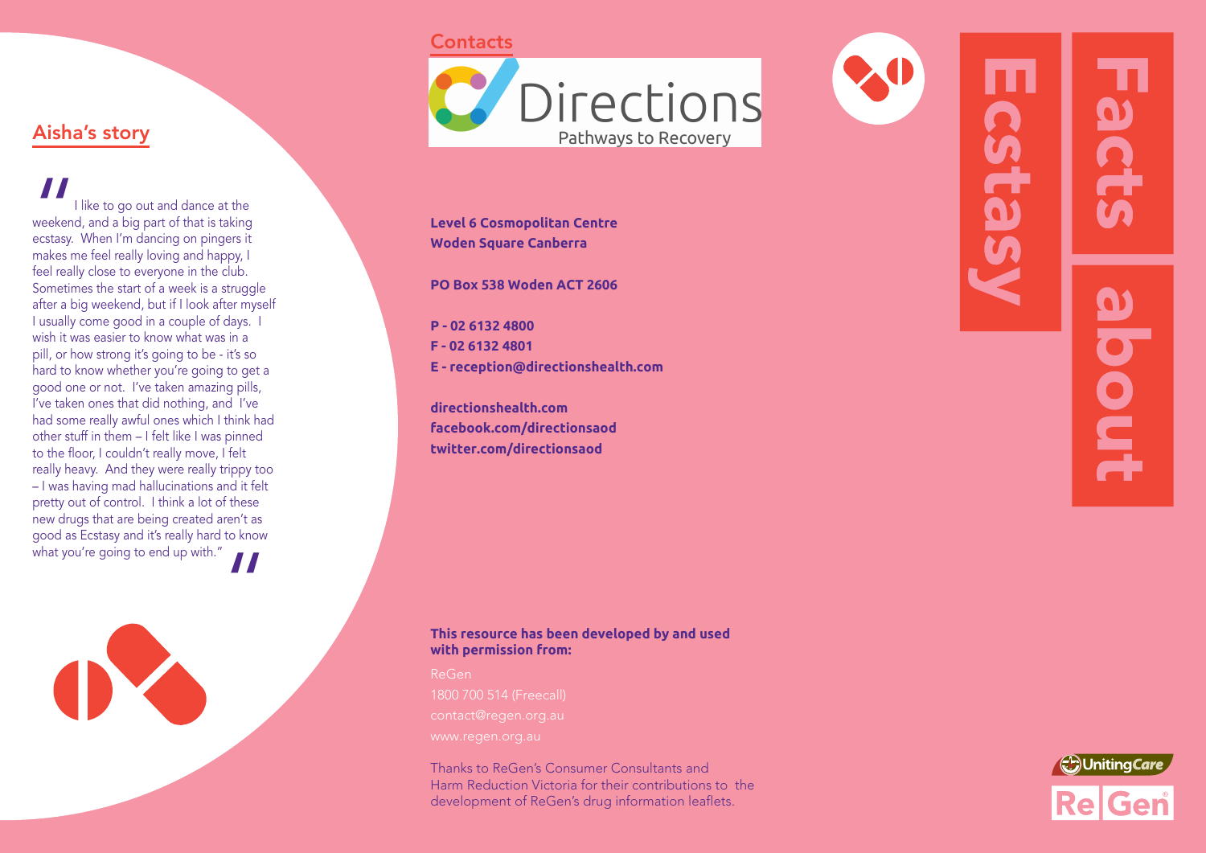## Aisha's story

"I like to go out and dance at the weekend, and a big part of that is taking ecstasy. When I'm dancing on pingers it makes me feel really loving and happy, I feel really close to everyone in the club. Sometimes the start of a week is a struggle after a big weekend, but if I look after myself I usually come good in a couple of days. I wish it was easier to know what was in a pill, or how strong it's going to be - it's so hard to know whether you're going to get a good one or not. I've taken amazing pills, I've taken ones that did nothing, and I've had some really awful ones which I think had other stuff in them – I felt like I was pinned to the floor, I couldn't really move, I felt really heavy. And they were really trippy too – I was having mad hallucinations and it felt pretty out of control. I think a lot of these new drugs that are being created aren't as good as Ecstasy and it's really hard to know what you're going to end up with."

## Contacts

Directions
Pathways to Recovery

**Level 6 Cosmopolitan Centre**
**Woden Square Canberra**

**PO Box 538 Woden ACT 2606**

**P - 02 6132 4800**
**F - 02 6132 4801**
**E - reception@directionshealth.com**

**directionshealth.com**
**facebook.com/directionsaod**
**twitter.com/directionsaod**

**This resource has been developed by and used with permission from:**

ReGen
1800 700 514 (Freecall)
contact@regen.org.au
www.regen.org.au

Thanks to ReGen's Consumer Consultants and Harm Reduction Victoria for their contributions to the development of ReGen's drug information leaflets.

# Facts about Ecstasy

UnitingCare
ReGen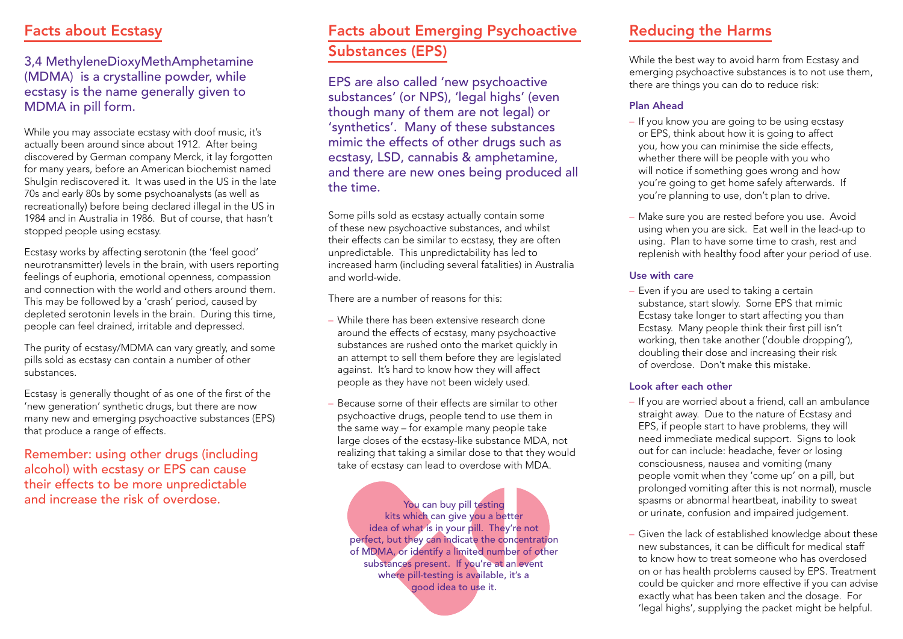## Facts about Ecstasy

3,4 MethyleneDioxyMethAmphetamine (MDMA) is a crystalline powder, while ecstasy is the name generally given to MDMA in pill form.

While you may associate ecstasy with doof music, it's actually been around since about 1912. After being discovered by German company Merck, it lay forgotten for many years, before an American biochemist named Shulgin rediscovered it. It was used in the US in the late 70s and early 80s by some psychoanalysts (as well as recreationally) before being declared illegal in the US in 1984 and in Australia in 1986. But of course, that hasn't stopped people using ecstasy.

Ecstasy works by affecting serotonin (the 'feel good' neurotransmitter) levels in the brain, with users reporting feelings of euphoria, emotional openness, compassion and connection with the world and others around them. This may be followed by a 'crash' period, caused by depleted serotonin levels in the brain. During this time, people can feel drained, irritable and depressed.

The purity of ecstasy/MDMA can vary greatly, and some pills sold as ecstasy can contain a number of other substances.

Ecstasy is generally thought of as one of the first of the 'new generation' synthetic drugs, but there are now many new and emerging psychoactive substances (EPS) that produce a range of effects.

Remember: using other drugs (including alcohol) with ecstasy or EPS can cause their effects to be more unpredictable and increase the risk of overdose.

## Facts about Emerging Psychoactive Substances (EPS)

EPS are also called 'new psychoactive substances' (or NPS), 'legal highs' (even though many of them are not legal) or 'synthetics'. Many of these substances mimic the effects of other drugs such as ecstasy, LSD, cannabis & amphetamine, and there are new ones being produced all the time.

Some pills sold as ecstasy actually contain some of these new psychoactive substances, and whilst their effects can be similar to ecstasy, they are often unpredictable. This unpredictability has led to increased harm (including several fatalities) in Australia and world-wide.

There are a number of reasons for this:

- While there has been extensive research done around the effects of ecstasy, many psychoactive substances are rushed onto the market quickly in an attempt to sell them before they are legislated against. It's hard to know how they will affect people as they have not been widely used.
- Because some of their effects are similar to other psychoactive drugs, people tend to use them in the same way – for example many people take large doses of the ecstasy-like substance MDA, not realizing that taking a similar dose to that they would take of ecstasy can lead to overdose with MDA.

You can buy pill testing kits which can give you a better idea of what is in your pill. They're not perfect, but they can indicate the concentration of MDMA, or identify a limited number of other substances present. If you're at an event where pill-testing is available, it's a good idea to use it.

## Reducing the Harms

While the best way to avoid harm from Ecstasy and emerging psychoactive substances is to not use them, there are things you can do to reduce risk:

### Plan Ahead

- If you know you are going to be using ecstasy or EPS, think about how it is going to affect you, how you can minimise the side effects, whether there will be people with you who will notice if something goes wrong and how you're going to get home safely afterwards. If you're planning to use, don't plan to drive.
- Make sure you are rested before you use. Avoid using when you are sick. Eat well in the lead-up to using. Plan to have some time to crash, rest and replenish with healthy food after your period of use.

### Use with care

- Even if you are used to taking a certain substance, start slowly. Some EPS that mimic Ecstasy take longer to start affecting you than Ecstasy. Many people think their first pill isn't working, then take another ('double dropping'), doubling their dose and increasing their risk of overdose. Don't make this mistake.

### Look after each other

- If you are worried about a friend, call an ambulance straight away. Due to the nature of Ecstasy and EPS, if people start to have problems, they will need immediate medical support. Signs to look out for can include: headache, fever or losing consciousness, nausea and vomiting (many people vomit when they 'come up' on a pill, but prolonged vomiting after this is not normal), muscle spasms or abnormal heartbeat, inability to sweat or urinate, confusion and impaired judgement.
- Given the lack of established knowledge about these new substances, it can be difficult for medical staff to know how to treat someone who has overdosed on or has health problems caused by EPS. Treatment could be quicker and more effective if you can advise exactly what has been taken and the dosage. For 'legal highs', supplying the packet might be helpful.